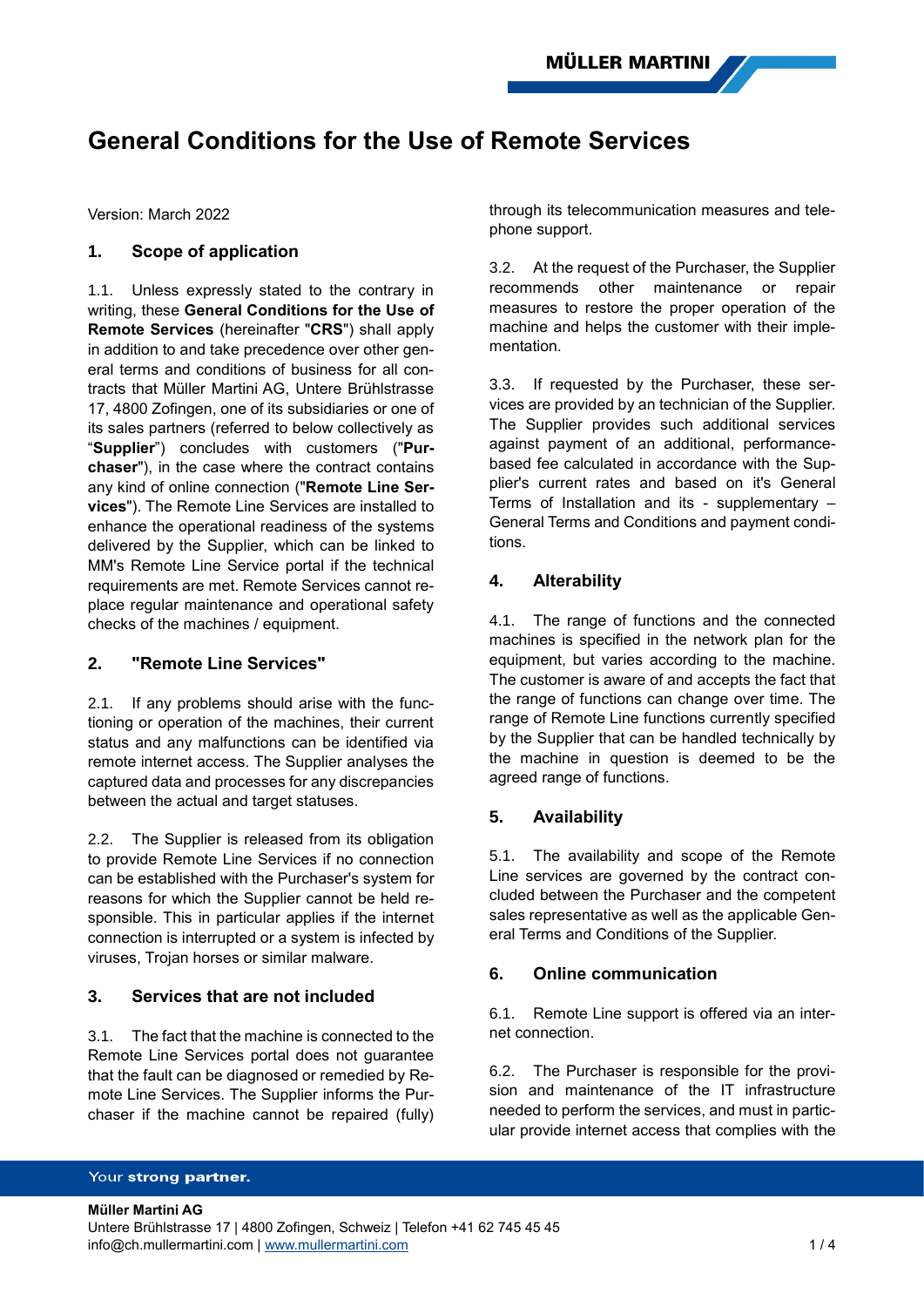# General Conditions for the Use of Remote Services

Version: March 2022

## 1. Scope of application

1.1. Unless expressly stated to the contrary in writing, these **General Conditions for the Use of Remote Services** (hereinafter "**CRS**") shall apply in addition to and take precedence over other general terms and conditions of business for all contracts that Müller Martini AG, Untere Brühlstrasse 17, 4800 Zofingen, one of its subsidiaries or one of its sales partners (referred to below collectively as "**Supplier**") concludes with customers ("**Purchaser**"), in the case where the contract contains any kind of online connection ("**Remote Line Services**"). The Remote Line Services are installed to enhance the operational readiness of the systems delivered by the Supplier, which can be linked to MM's Remote Line Service portal if the technical requirements are met. Remote Services cannot replace regular maintenance and operational safety checks of the machines / equipment.

## 2. "Remote Line Services"

2.1. If any problems should arise with the functioning or operation of the machines, their current status and any malfunctions can be identified via remote internet access. The Supplier analyses the captured data and processes for any discrepancies between the actual and target statuses.

2.2. The Supplier is released from its obligation to provide Remote Line Services if no connection can be established with the Purchaser's system for reasons for which the Supplier cannot be held responsible. This in particular applies if the internet connection is interrupted or a system is infected by viruses, Trojan horses or similar malware.

## 3. Services that are not included

3.1. The fact that the machine is connected to the Remote Line Services portal does not guarantee that the fault can be diagnosed or remedied by Remote Line Services. The Supplier informs the Purchaser if the machine cannot be repaired (fully) through its telecommunication measures and telephone support.

3.2. At the request of the Purchaser, the Supplier recommends other maintenance or repair measures to restore the proper operation of the machine and helps the customer with their implementation.

3.3. If requested by the Purchaser, these services are provided by an technician of the Supplier. The Supplier provides such additional services against payment of an additional, performance-based fee calculated in accordance with the Supplier's current rates and based on it's General Terms of Installation and its - supplementary – General Terms and Conditions and payment conditions.

## 4. Alterability

4.1. The range of functions and the connected machines is specified in the network plan for the equipment, but varies according to the machine. The customer is aware of and accepts the fact that the range of functions can change over time. The range of Remote Line functions currently specified by the Supplier that can be handled technically by the machine in question is deemed to be the agreed range of functions.

## 5. Availability

5.1. The availability and scope of the Remote Line services are governed by the contract concluded between the Purchaser and the competent sales representative as well as the applicable General Terms and Conditions of the Supplier.

## 6. Online communication

6.1. Remote Line support is offered via an internet connection.

6.2. The Purchaser is responsible for the provision and maintenance of the IT infrastructure needed to perform the services, and must in particular provide internet access that complies with the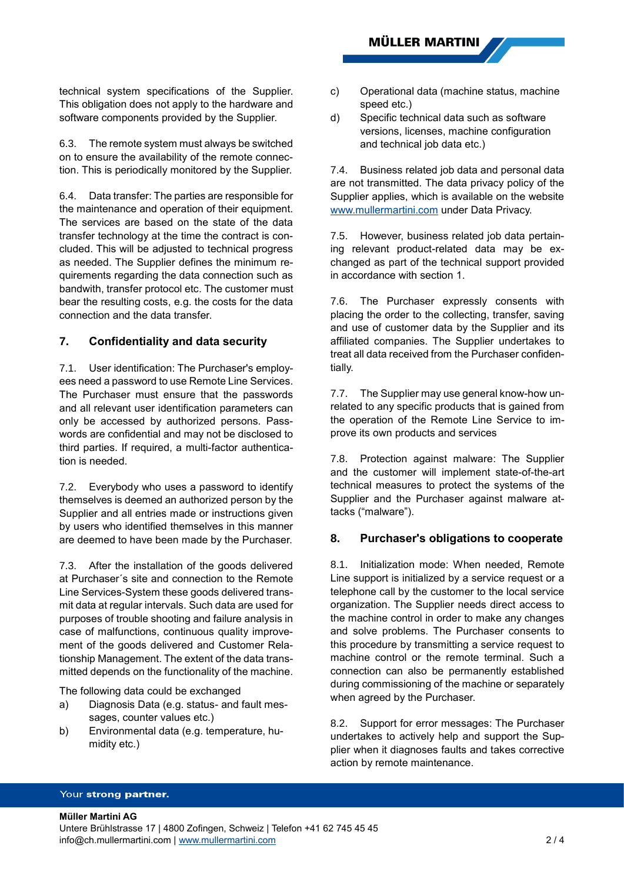technical system specifications of the Supplier. This obligation does not apply to the hardware and software components provided by the Supplier.

6.3. The remote system must always be switched on to ensure the availability of the remote connection. This is periodically monitored by the Supplier.

6.4. Data transfer: The parties are responsible for the maintenance and operation of their equipment. The services are based on the state of the data transfer technology at the time the contract is concluded. This will be adjusted to technical progress as needed. The Supplier defines the minimum requirements regarding the data connection such as bandwith, transfer protocol etc. The customer must bear the resulting costs, e.g. the costs for the data connection and the data transfer.

## 7. Confidentiality and data security

7.1. User identification: The Purchaser's employees need a password to use Remote Line Services. The Purchaser must ensure that the passwords and all relevant user identification parameters can only be accessed by authorized persons. Passwords are confidential and may not be disclosed to third parties. If required, a multi-factor authentication is needed.

7.2. Everybody who uses a password to identify themselves is deemed an authorized person by the Supplier and all entries made or instructions given by users who identified themselves in this manner are deemed to have been made by the Purchaser.

7.3. After the installation of the goods delivered at Purchaser´s site and connection to the Remote Line Services-System these goods delivered transmit data at regular intervals. Such data are used for purposes of trouble shooting and failure analysis in case of malfunctions, continuous quality improvement of the goods delivered and Customer Relationship Management. The extent of the data transmitted depends on the functionality of the machine.

The following data could be exchanged

a) Diagnosis Data (e.g. status- and fault messages, counter values etc.)
b) Environmental data (e.g. temperature, humidity etc.)
c) Operational data (machine status, machine speed etc.)
d) Specific technical data such as software versions, licenses, machine configuration and technical job data etc.)

7.4. Business related job data and personal data are not transmitted. The data privacy policy of the Supplier applies, which is available on the website [www.mullermartini.com](http://www.mullermartini.com) under Data Privacy.

7.5. However, business related job data pertaining relevant product-related data may be exchanged as part of the technical support provided in accordance with section 1.

7.6. The Purchaser expressly consents with placing the order to the collecting, transfer, saving and use of customer data by the Supplier and its affiliated companies. The Supplier undertakes to treat all data received from the Purchaser confidentially.

7.7. The Supplier may use general know-how unrelated to any specific products that is gained from the operation of the Remote Line Service to improve its own products and services

7.8. Protection against malware: The Supplier and the customer will implement state-of-the-art technical measures to protect the systems of the Supplier and the Purchaser against malware attacks ("malware").

## 8. Purchaser's obligations to cooperate

8.1. Initialization mode: When needed, Remote Line support is initialized by a service request or a telephone call by the customer to the local service organization. The Supplier needs direct access to the machine control in order to make any changes and solve problems. The Purchaser consents to this procedure by transmitting a service request to machine control or the remote terminal. Such a connection can also be permanently established during commissioning of the machine or separately when agreed by the Purchaser.

8.2. Support for error messages: The Purchaser undertakes to actively help and support the Supplier when it diagnoses faults and takes corrective action by remote maintenance.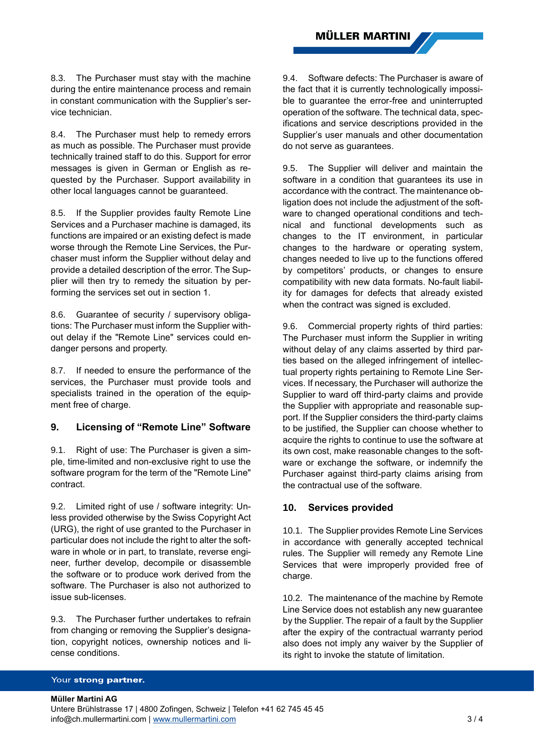8.3. The Purchaser must stay with the machine during the entire maintenance process and remain in constant communication with the Supplier's service technician.

8.4. The Purchaser must help to remedy errors as much as possible. The Purchaser must provide technically trained staff to do this. Support for error messages is given in German or English as requested by the Purchaser. Support availability in other local languages cannot be guaranteed.

8.5. If the Supplier provides faulty Remote Line Services and a Purchaser machine is damaged, its functions are impaired or an existing defect is made worse through the Remote Line Services, the Purchaser must inform the Supplier without delay and provide a detailed description of the error. The Supplier will then try to remedy the situation by performing the services set out in section 1.

8.6. Guarantee of security / supervisory obligations: The Purchaser must inform the Supplier without delay if the "Remote Line" services could endanger persons and property.

8.7. If needed to ensure the performance of the services, the Purchaser must provide tools and specialists trained in the operation of the equipment free of charge.

## 9. Licensing of "Remote Line" Software

9.1. Right of use: The Purchaser is given a simple, time-limited and non-exclusive right to use the software program for the term of the "Remote Line" contract.

9.2. Limited right of use / software integrity: Unless provided otherwise by the Swiss Copyright Act (URG), the right of use granted to the Purchaser in particular does not include the right to alter the software in whole or in part, to translate, reverse engineer, further develop, decompile or disassemble the software or to produce work derived from the software. The Purchaser is also not authorized to issue sub-licenses.

9.3. The Purchaser further undertakes to refrain from changing or removing the Supplier's designation, copyright notices, ownership notices and license conditions.

9.4. Software defects: The Purchaser is aware of the fact that it is currently technologically impossible to guarantee the error-free and uninterrupted operation of the software. The technical data, specifications and service descriptions provided in the Supplier's user manuals and other documentation do not serve as guarantees.

9.5. The Supplier will deliver and maintain the software in a condition that guarantees its use in accordance with the contract. The maintenance obligation does not include the adjustment of the software to changed operational conditions and technical and functional developments such as changes to the IT environment, in particular changes to the hardware or operating system, changes needed to live up to the functions offered by competitors' products, or changes to ensure compatibility with new data formats. No-fault liability for damages for defects that already existed when the contract was signed is excluded.

9.6. Commercial property rights of third parties: The Purchaser must inform the Supplier in writing without delay of any claims asserted by third parties based on the alleged infringement of intellectual property rights pertaining to Remote Line Services. If necessary, the Purchaser will authorize the Supplier to ward off third-party claims and provide the Supplier with appropriate and reasonable support. If the Supplier considers the third-party claims to be justified, the Supplier can choose whether to acquire the rights to continue to use the software at its own cost, make reasonable changes to the software or exchange the software, or indemnify the Purchaser against third-party claims arising from the contractual use of the software.

## 10. Services provided

10.1. The Supplier provides Remote Line Services in accordance with generally accepted technical rules. The Supplier will remedy any Remote Line Services that were improperly provided free of charge.

10.2. The maintenance of the machine by Remote Line Service does not establish any new guarantee by the Supplier. The repair of a fault by the Supplier after the expiry of the contractual warranty period also does not imply any waiver by the Supplier of its right to invoke the statute of limitation.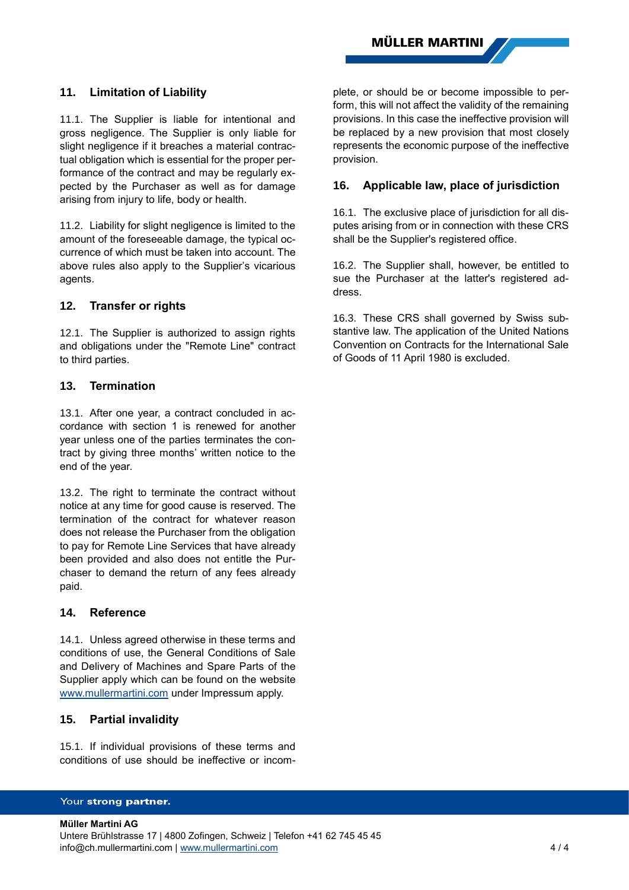## 11. Limitation of Liability

11.1. The Supplier is liable for intentional and gross negligence. The Supplier is only liable for slight negligence if it breaches a material contractual obligation which is essential for the proper performance of the contract and may be regularly expected by the Purchaser as well as for damage arising from injury to life, body or health.

11.2. Liability for slight negligence is limited to the amount of the foreseeable damage, the typical occurrence of which must be taken into account. The above rules also apply to the Supplier's vicarious agents.

## 12. Transfer or rights

12.1. The Supplier is authorized to assign rights and obligations under the "Remote Line" contract to third parties.

## 13. Termination

13.1. After one year, a contract concluded in accordance with section 1 is renewed for another year unless one of the parties terminates the contract by giving three months' written notice to the end of the year.

13.2. The right to terminate the contract without notice at any time for good cause is reserved. The termination of the contract for whatever reason does not release the Purchaser from the obligation to pay for Remote Line Services that have already been provided and also does not entitle the Purchaser to demand the return of any fees already paid.

## 14. Reference

14.1. Unless agreed otherwise in these terms and conditions of use, the General Conditions of Sale and Delivery of Machines and Spare Parts of the Supplier apply which can be found on the website [www.mullermartini.com](http://www.mullermartini.com) under Impressum apply.

## 15. Partial invalidity

15.1. If individual provisions of these terms and conditions of use should be ineffective or incomplete, or should be or become impossible to perform, this will not affect the validity of the remaining provisions. In this case the ineffective provision will be replaced by a new provision that most closely represents the economic purpose of the ineffective provision.

## 16. Applicable law, place of jurisdiction

16.1. The exclusive place of jurisdiction for all disputes arising from or in connection with these CRS shall be the Supplier's registered office.

16.2. The Supplier shall, however, be entitled to sue the Purchaser at the latter's registered address.

16.3. These CRS shall governed by Swiss substantive law. The application of the United Nations Convention on Contracts for the International Sale of Goods of 11 April 1980 is excluded.